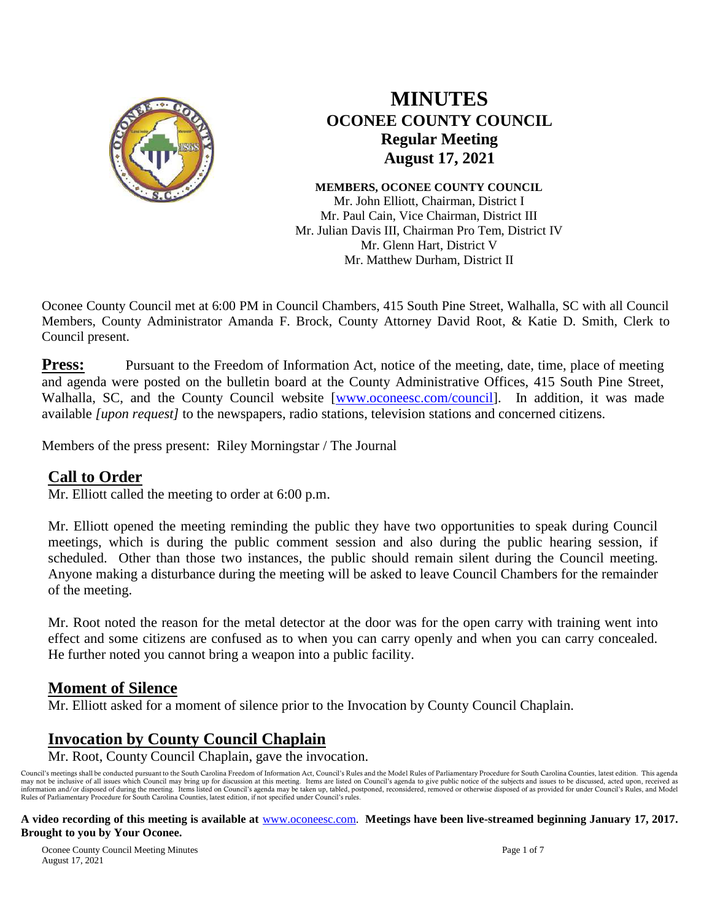# MINUTES
## OCONEE COUNTY COUNCIL
### Regular Meeting
### August 17, 2021

**MEMBERS, OCONEE COUNTY COUNCIL**
Mr. John Elliott, Chairman, District I
Mr. Paul Cain, Vice Chairman, District III
Mr. Julian Davis III, Chairman Pro Tem, District IV
Mr. Glenn Hart, District V
Mr. Matthew Durham, District II

Oconee County Council met at 6:00 PM in Council Chambers, 415 South Pine Street, Walhalla, SC with all Council Members, County Administrator Amanda F. Brock, County Attorney David Root, & Katie D. Smith, Clerk to Council present.

**Press:** Pursuant to the Freedom of Information Act, notice of the meeting, date, time, place of meeting and agenda were posted on the bulletin board at the County Administrative Offices, 415 South Pine Street, Walhalla, SC, and the County Council website [www.oconeesc.com/council]. In addition, it was made available *[upon request]* to the newspapers, radio stations, television stations and concerned citizens.

Members of the press present: Riley Morningstar / The Journal

## Call to Order

Mr. Elliott called the meeting to order at 6:00 p.m.

Mr. Elliott opened the meeting reminding the public they have two opportunities to speak during Council meetings, which is during the public comment session and also during the public hearing session, if scheduled. Other than those two instances, the public should remain silent during the Council meeting. Anyone making a disturbance during the meeting will be asked to leave Council Chambers for the remainder of the meeting.

Mr. Root noted the reason for the metal detector at the door was for the open carry with training went into effect and some citizens are confused as to when you can carry openly and when you can carry concealed. He further noted you cannot bring a weapon into a public facility.

## Moment of Silence

Mr. Elliott asked for a moment of silence prior to the Invocation by County Council Chaplain.

## Invocation by County Council Chaplain

Mr. Root, County Council Chaplain, gave the invocation.

Council's meetings shall be conducted pursuant to the South Carolina Freedom of Information Act, Council's Rules and the Model Rules of Parliamentary Procedure for South Carolina Counties, latest edition. This agenda may not be inclusive of all issues which Council may bring up for discussion at this meeting. Items are listed on Council's agenda to give public notice of the subjects and issues to be discussed, acted upon, received as information and/or disposed of during the meeting. Items listed on Council's agenda may be taken up, tabled, postponed, reconsidered, removed or otherwise disposed of as provided for under Council's Rules, and Model Rules of Parliamentary Procedure for South Carolina Counties, latest edition, if not specified under Council's rules.

**A video recording of this meeting is available at** www.oconeesc.com. **Meetings have been live-streamed beginning January 17, 2017. Brought to you by Your Oconee.**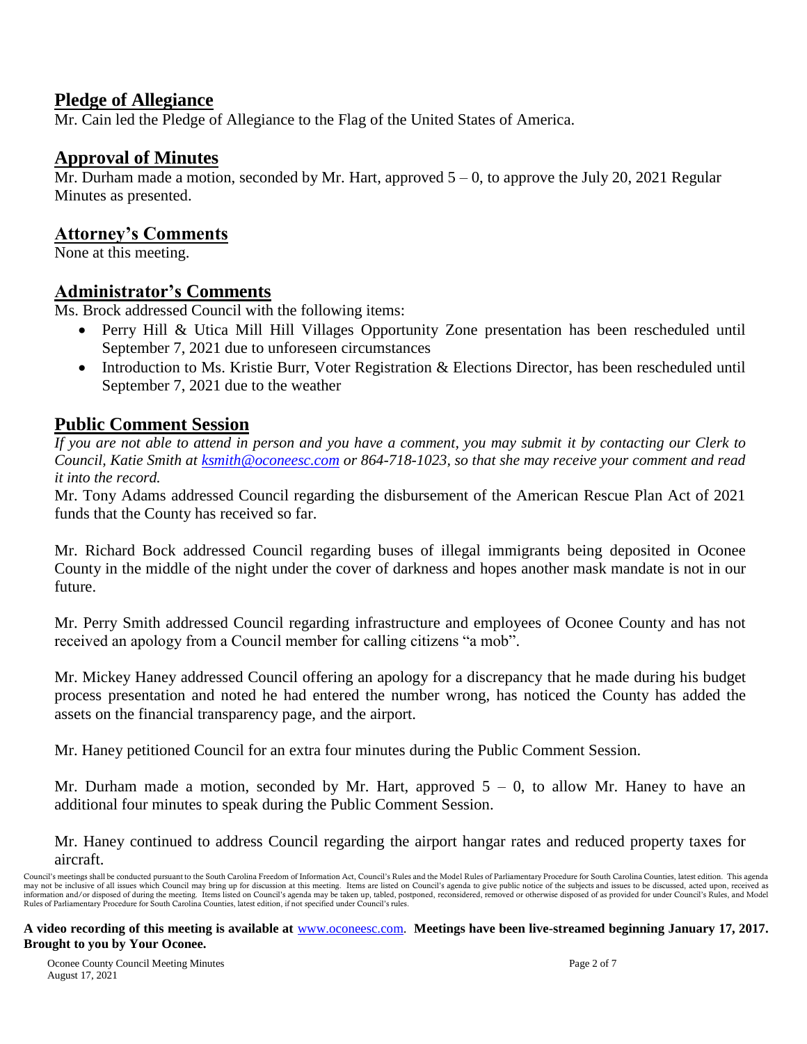## Pledge of Allegiance

Mr. Cain led the Pledge of Allegiance to the Flag of the United States of America.

## Approval of Minutes

Mr. Durham made a motion, seconded by Mr. Hart, approved 5 – 0, to approve the July 20, 2021 Regular Minutes as presented.

## Attorney's Comments

None at this meeting.

## Administrator's Comments

Ms. Brock addressed Council with the following items:

- Perry Hill & Utica Mill Hill Villages Opportunity Zone presentation has been rescheduled until September 7, 2021 due to unforeseen circumstances
- Introduction to Ms. Kristie Burr, Voter Registration & Elections Director, has been rescheduled until September 7, 2021 due to the weather

## Public Comment Session

*If you are not able to attend in person and you have a comment, you may submit it by contacting our Clerk to Council, Katie Smith at ksmith@oconeesc.com or 864-718-1023, so that she may receive your comment and read it into the record.*

Mr. Tony Adams addressed Council regarding the disbursement of the American Rescue Plan Act of 2021 funds that the County has received so far.

Mr. Richard Bock addressed Council regarding buses of illegal immigrants being deposited in Oconee County in the middle of the night under the cover of darkness and hopes another mask mandate is not in our future.

Mr. Perry Smith addressed Council regarding infrastructure and employees of Oconee County and has not received an apology from a Council member for calling citizens "a mob".

Mr. Mickey Haney addressed Council offering an apology for a discrepancy that he made during his budget process presentation and noted he had entered the number wrong, has noticed the County has added the assets on the financial transparency page, and the airport.

Mr. Haney petitioned Council for an extra four minutes during the Public Comment Session.

Mr. Durham made a motion, seconded by Mr. Hart, approved 5 – 0, to allow Mr. Haney to have an additional four minutes to speak during the Public Comment Session.

Mr. Haney continued to address Council regarding the airport hangar rates and reduced property taxes for aircraft.

Council's meetings shall be conducted pursuant to the South Carolina Freedom of Information Act, Council's Rules and the Model Rules of Parliamentary Procedure for South Carolina Counties, latest edition. This agenda may not be inclusive of all issues which Council may bring up for discussion at this meeting. Items are listed on Council's agenda to give public notice of the subjects and issues to be discussed, acted upon, received as information and/or disposed of during the meeting. Items listed on Council's agenda may be taken up, tabled, postponed, reconsidered, removed or otherwise disposed of as provided for under Council's Rules, and Model Rules of Parliamentary Procedure for South Carolina Counties, latest edition, if not specified under Council's rules.

**A video recording of this meeting is available at** www.oconeesc.com. **Meetings have been live-streamed beginning January 17, 2017. Brought to you by Your Oconee.**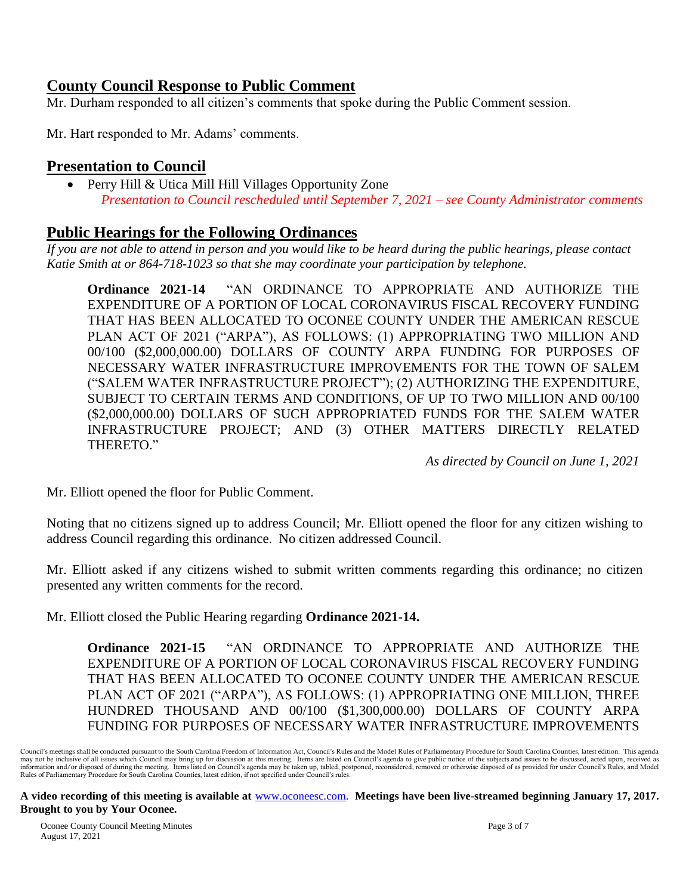## County Council Response to Public Comment

Mr. Durham responded to all citizen's comments that spoke during the Public Comment session.

Mr. Hart responded to Mr. Adams' comments.

## Presentation to Council

- Perry Hill & Utica Mill Hill Villages Opportunity Zone
  *Presentation to Council rescheduled until September 7, 2021 – see County Administrator comments*

## Public Hearings for the Following Ordinances

*If you are not able to attend in person and you would like to be heard during the public hearings, please contact Katie Smith at or 864-718-1023 so that she may coordinate your participation by telephone.*

**Ordinance 2021-14** "AN ORDINANCE TO APPROPRIATE AND AUTHORIZE THE EXPENDITURE OF A PORTION OF LOCAL CORONAVIRUS FISCAL RECOVERY FUNDING THAT HAS BEEN ALLOCATED TO OCONEE COUNTY UNDER THE AMERICAN RESCUE PLAN ACT OF 2021 ("ARPA"), AS FOLLOWS: (1) APPROPRIATING TWO MILLION AND 00/100 ($2,000,000.00) DOLLARS OF COUNTY ARPA FUNDING FOR PURPOSES OF NECESSARY WATER INFRASTRUCTURE IMPROVEMENTS FOR THE TOWN OF SALEM ("SALEM WATER INFRASTRUCTURE PROJECT"); (2) AUTHORIZING THE EXPENDITURE, SUBJECT TO CERTAIN TERMS AND CONDITIONS, OF UP TO TWO MILLION AND 00/100 ($2,000,000.00) DOLLARS OF SUCH APPROPRIATED FUNDS FOR THE SALEM WATER INFRASTRUCTURE PROJECT; AND (3) OTHER MATTERS DIRECTLY RELATED THERETO."

*As directed by Council on June 1, 2021*

Mr. Elliott opened the floor for Public Comment.

Noting that no citizens signed up to address Council; Mr. Elliott opened the floor for any citizen wishing to address Council regarding this ordinance. No citizen addressed Council.

Mr. Elliott asked if any citizens wished to submit written comments regarding this ordinance; no citizen presented any written comments for the record.

Mr. Elliott closed the Public Hearing regarding **Ordinance 2021-14.**

**Ordinance 2021-15** "AN ORDINANCE TO APPROPRIATE AND AUTHORIZE THE EXPENDITURE OF A PORTION OF LOCAL CORONAVIRUS FISCAL RECOVERY FUNDING THAT HAS BEEN ALLOCATED TO OCONEE COUNTY UNDER THE AMERICAN RESCUE PLAN ACT OF 2021 ("ARPA"), AS FOLLOWS: (1) APPROPRIATING ONE MILLION, THREE HUNDRED THOUSAND AND 00/100 ($1,300,000.00) DOLLARS OF COUNTY ARPA FUNDING FOR PURPOSES OF NECESSARY WATER INFRASTRUCTURE IMPROVEMENTS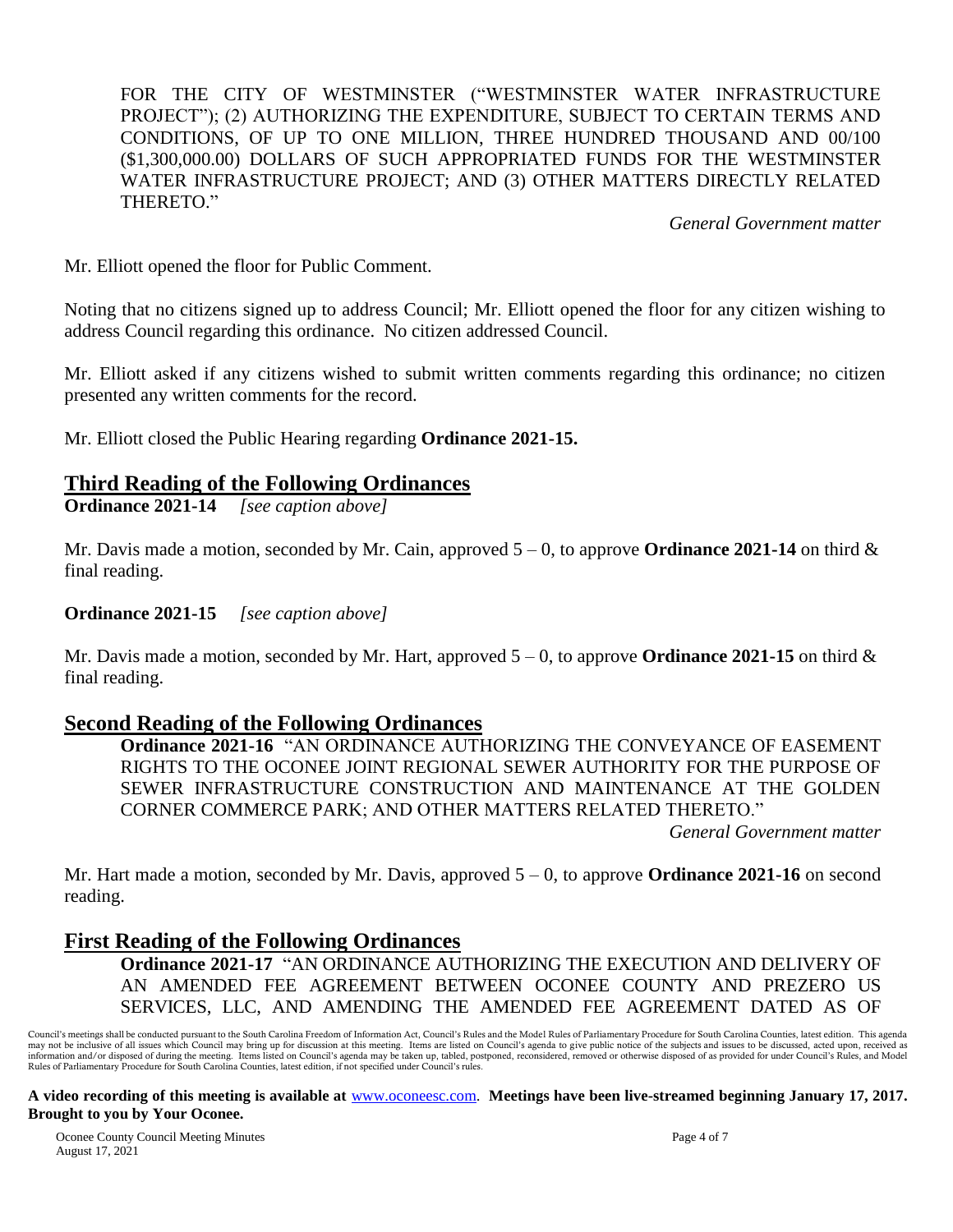FOR THE CITY OF WESTMINSTER ("WESTMINSTER WATER INFRASTRUCTURE PROJECT"); (2) AUTHORIZING THE EXPENDITURE, SUBJECT TO CERTAIN TERMS AND CONDITIONS, OF UP TO ONE MILLION, THREE HUNDRED THOUSAND AND 00/100 ($1,300,000.00) DOLLARS OF SUCH APPROPRIATED FUNDS FOR THE WESTMINSTER WATER INFRASTRUCTURE PROJECT; AND (3) OTHER MATTERS DIRECTLY RELATED THERETO."

*General Government matter*

Mr. Elliott opened the floor for Public Comment.

Noting that no citizens signed up to address Council; Mr. Elliott opened the floor for any citizen wishing to address Council regarding this ordinance. No citizen addressed Council.

Mr. Elliott asked if any citizens wished to submit written comments regarding this ordinance; no citizen presented any written comments for the record.

Mr. Elliott closed the Public Hearing regarding **Ordinance 2021-15.**

## Third Reading of the Following Ordinances

**Ordinance 2021-14** *[see caption above]*

Mr. Davis made a motion, seconded by Mr. Cain, approved 5 – 0, to approve **Ordinance 2021-14** on third & final reading.

**Ordinance 2021-15** *[see caption above]*

Mr. Davis made a motion, seconded by Mr. Hart, approved 5 – 0, to approve **Ordinance 2021-15** on third & final reading.

## Second Reading of the Following Ordinances

**Ordinance 2021-16** "AN ORDINANCE AUTHORIZING THE CONVEYANCE OF EASEMENT RIGHTS TO THE OCONEE JOINT REGIONAL SEWER AUTHORITY FOR THE PURPOSE OF SEWER INFRASTRUCTURE CONSTRUCTION AND MAINTENANCE AT THE GOLDEN CORNER COMMERCE PARK; AND OTHER MATTERS RELATED THERETO."

*General Government matter*

Mr. Hart made a motion, seconded by Mr. Davis, approved 5 – 0, to approve **Ordinance 2021-16** on second reading.

## First Reading of the Following Ordinances

**Ordinance 2021-17** "AN ORDINANCE AUTHORIZING THE EXECUTION AND DELIVERY OF AN AMENDED FEE AGREEMENT BETWEEN OCONEE COUNTY AND PREZERO US SERVICES, LLC, AND AMENDING THE AMENDED FEE AGREEMENT DATED AS OF

Council's meetings shall be conducted pursuant to the South Carolina Freedom of Information Act, Council's Rules and the Model Rules of Parliamentary Procedure for South Carolina Counties, latest edition. This agenda may not be inclusive of all issues which Council may bring up for discussion at this meeting. Items are listed on Council's agenda to give public notice of the subjects and issues to be discussed, acted upon, received as information and/or disposed of during the meeting. Items listed on Council's agenda may be taken up, tabled, postponed, reconsidered, removed or otherwise disposed of as provided for under Council's Rules, and Model Rules of Parliamentary Procedure for South Carolina Counties, latest edition, if not specified under Council's rules.

**A video recording of this meeting is available at** www.oconeesc.com. **Meetings have been live-streamed beginning January 17, 2017. Brought to you by Your Oconee.**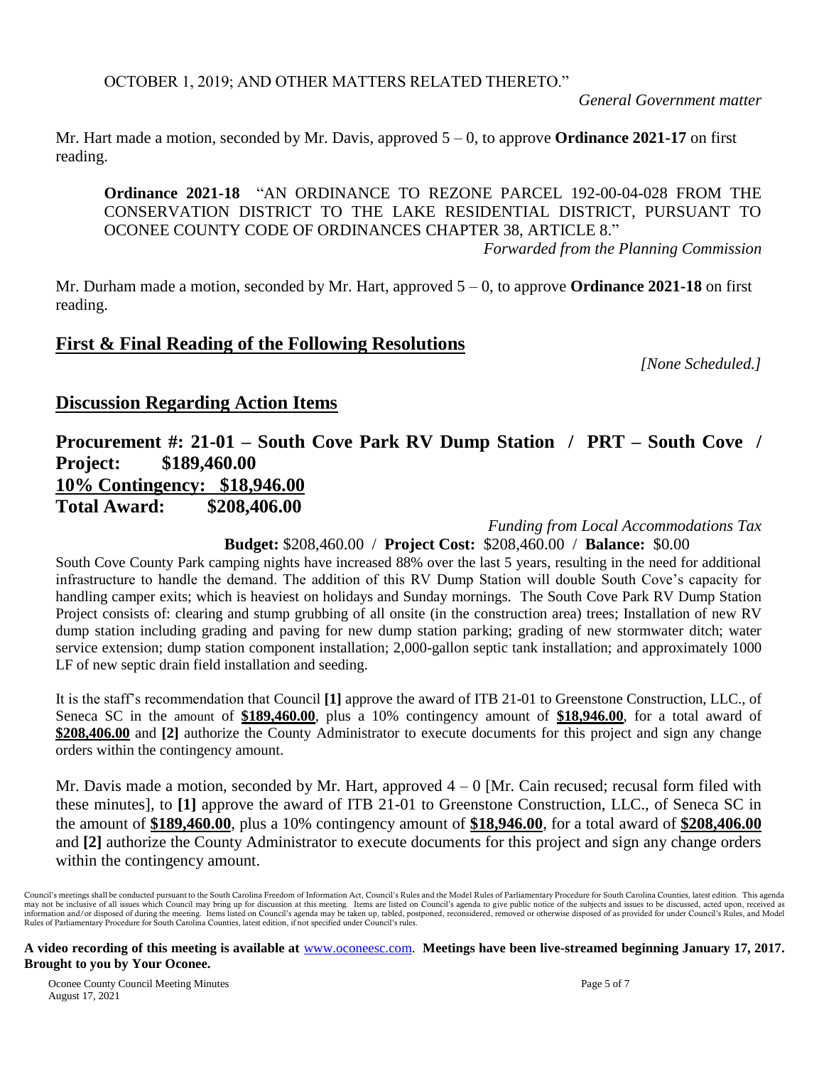OCTOBER 1, 2019; AND OTHER MATTERS RELATED THERETO."

*General Government matter*

Mr. Hart made a motion, seconded by Mr. Davis, approved 5 – 0, to approve **Ordinance 2021-17** on first reading.

**Ordinance 2021-18** "AN ORDINANCE TO REZONE PARCEL 192-00-04-028 FROM THE CONSERVATION DISTRICT TO THE LAKE RESIDENTIAL DISTRICT, PURSUANT TO OCONEE COUNTY CODE OF ORDINANCES CHAPTER 38, ARTICLE 8."

*Forwarded from the Planning Commission*

Mr. Durham made a motion, seconded by Mr. Hart, approved 5 – 0, to approve **Ordinance 2021-18** on first reading.

## First & Final Reading of the Following Resolutions

*[None Scheduled.]*

## Discussion Regarding Action Items

### Procurement #: 21-01 – South Cove Park RV Dump Station / PRT – South Cove / Project: $189,460.00
### 10% Contingency: $18,946.00
### Total Award: $208,406.00

*Funding from Local Accommodations Tax*

**Budget:** $208,460.00 / **Project Cost:** $208,460.00 / **Balance:** $0.00

South Cove County Park camping nights have increased 88% over the last 5 years, resulting in the need for additional infrastructure to handle the demand. The addition of this RV Dump Station will double South Cove's capacity for handling camper exits; which is heaviest on holidays and Sunday mornings. The South Cove Park RV Dump Station Project consists of: clearing and stump grubbing of all onsite (in the construction area) trees; Installation of new RV dump station including grading and paving for new dump station parking; grading of new stormwater ditch; water service extension; dump station component installation; 2,000-gallon septic tank installation; and approximately 1000 LF of new septic drain field installation and seeding.

It is the staff's recommendation that Council **[1]** approve the award of ITB 21-01 to Greenstone Construction, LLC., of Seneca SC in the amount of **$189,460.00**, plus a 10% contingency amount of **$18,946.00**, for a total award of **$208,406.00** and **[2]** authorize the County Administrator to execute documents for this project and sign any change orders within the contingency amount.

Mr. Davis made a motion, seconded by Mr. Hart, approved 4 – 0 [Mr. Cain recused; recusal form filed with these minutes], to **[1]** approve the award of ITB 21-01 to Greenstone Construction, LLC., of Seneca SC in the amount of **$189,460.00**, plus a 10% contingency amount of **$18,946.00**, for a total award of **$208,406.00** and **[2]** authorize the County Administrator to execute documents for this project and sign any change orders within the contingency amount.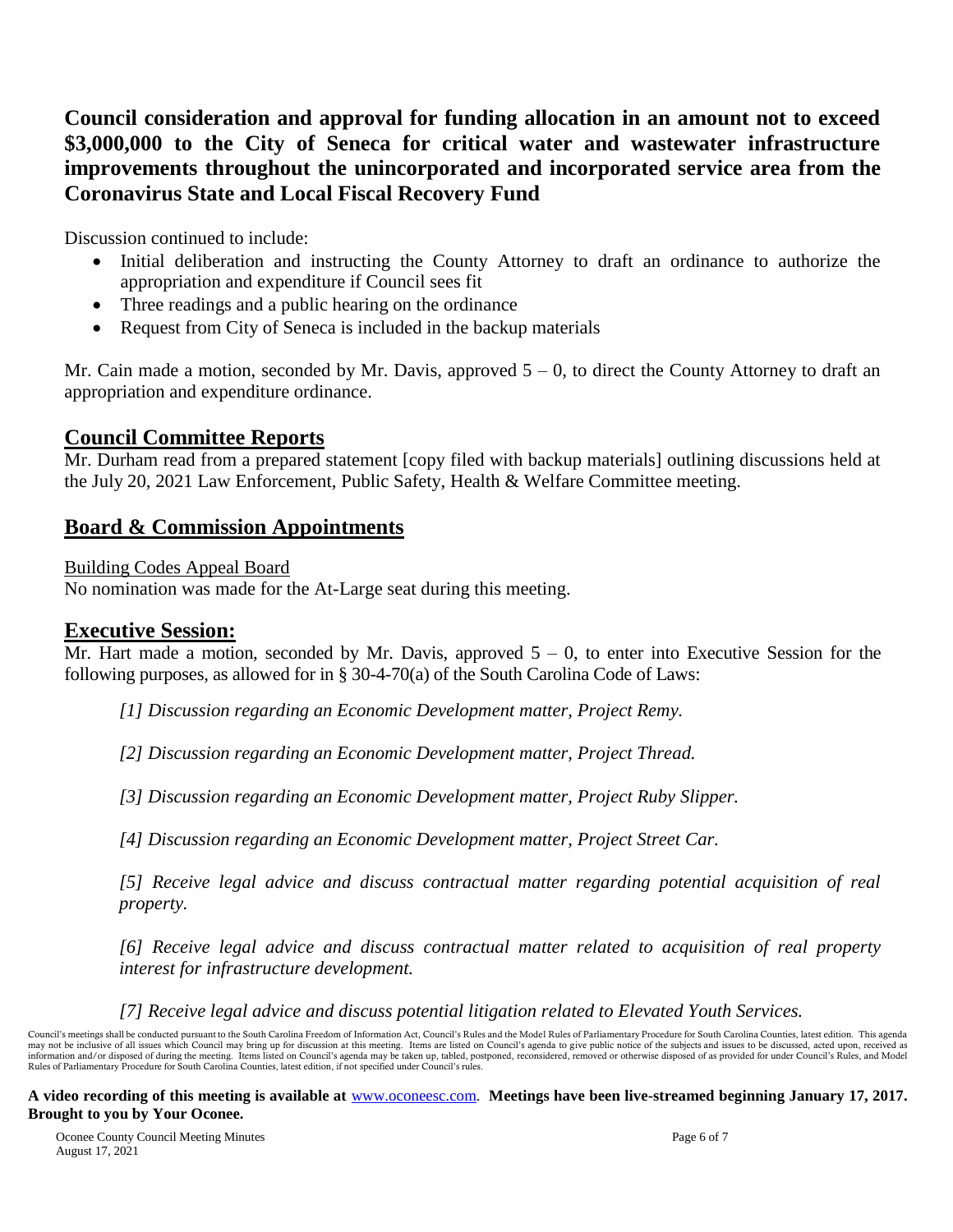**Council consideration and approval for funding allocation in an amount not to exceed $3,000,000 to the City of Seneca for critical water and wastewater infrastructure improvements throughout the unincorporated and incorporated service area from the Coronavirus State and Local Fiscal Recovery Fund**

Discussion continued to include:

- Initial deliberation and instructing the County Attorney to draft an ordinance to authorize the appropriation and expenditure if Council sees fit
- Three readings and a public hearing on the ordinance
- Request from City of Seneca is included in the backup materials

Mr. Cain made a motion, seconded by Mr. Davis, approved 5 – 0, to direct the County Attorney to draft an appropriation and expenditure ordinance.

## Council Committee Reports

Mr. Durham read from a prepared statement [copy filed with backup materials] outlining discussions held at the July 20, 2021 Law Enforcement, Public Safety, Health & Welfare Committee meeting.

## Board & Commission Appointments

Building Codes Appeal Board

No nomination was made for the At-Large seat during this meeting.

## Executive Session:

Mr. Hart made a motion, seconded by Mr. Davis, approved 5 – 0, to enter into Executive Session for the following purposes, as allowed for in § 30-4-70(a) of the South Carolina Code of Laws:

*[1] Discussion regarding an Economic Development matter, Project Remy.*

*[2] Discussion regarding an Economic Development matter, Project Thread.*

*[3] Discussion regarding an Economic Development matter, Project Ruby Slipper.*

*[4] Discussion regarding an Economic Development matter, Project Street Car.*

*[5] Receive legal advice and discuss contractual matter regarding potential acquisition of real property.*

*[6] Receive legal advice and discuss contractual matter related to acquisition of real property interest for infrastructure development.*

*[7] Receive legal advice and discuss potential litigation related to Elevated Youth Services.*

Council's meetings shall be conducted pursuant to the South Carolina Freedom of Information Act, Council's Rules and the Model Rules of Parliamentary Procedure for South Carolina Counties, latest edition. This agenda may not be inclusive of all issues which Council may bring up for discussion at this meeting. Items are listed on Council's agenda to give public notice of the subjects and issues to be discussed, acted upon, received as information and/or disposed of during the meeting. Items listed on Council's agenda may be taken up, tabled, postponed, reconsidered, removed or otherwise disposed of as provided for under Council's Rules, and Model Rules of Parliamentary Procedure for South Carolina Counties, latest edition, if not specified under Council's rules.

**A video recording of this meeting is available at** www.oconeesc.com. **Meetings have been live-streamed beginning January 17, 2017. Brought to you by Your Oconee.**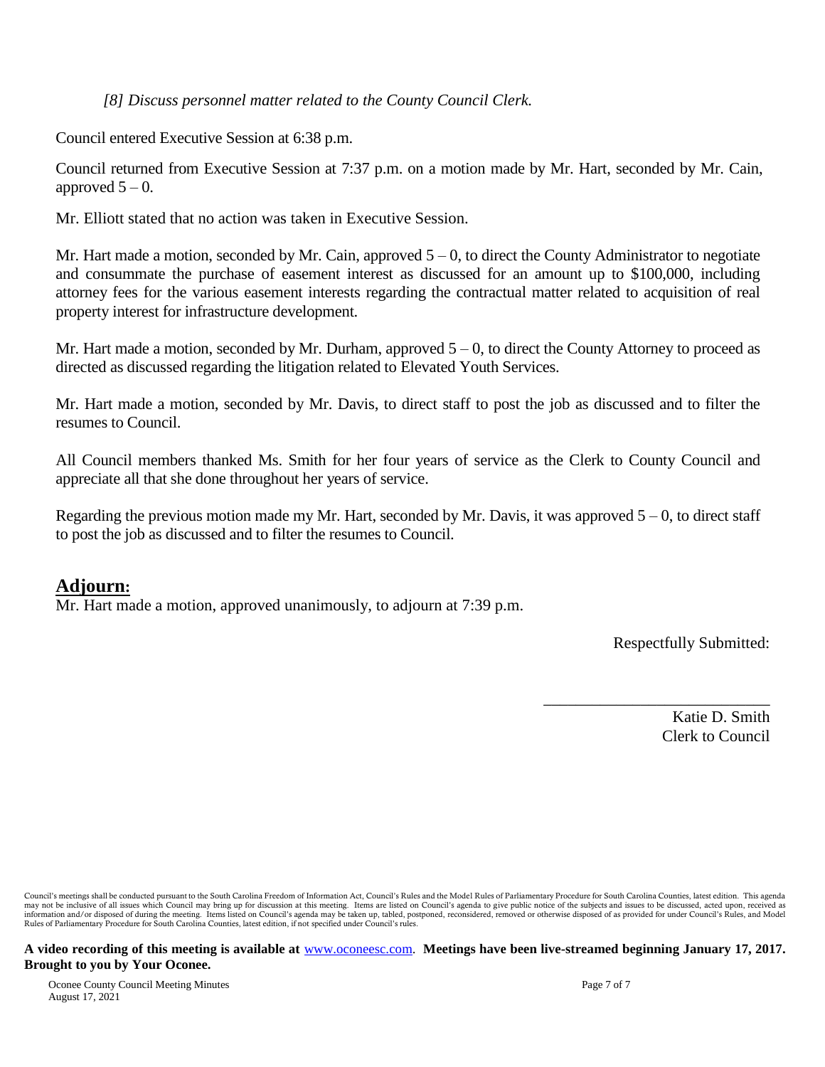*[8] Discuss personnel matter related to the County Council Clerk.*

Council entered Executive Session at 6:38 p.m.

Council returned from Executive Session at 7:37 p.m. on a motion made by Mr. Hart, seconded by Mr. Cain, approved 5 – 0.

Mr. Elliott stated that no action was taken in Executive Session.

Mr. Hart made a motion, seconded by Mr. Cain, approved 5 – 0, to direct the County Administrator to negotiate and consummate the purchase of easement interest as discussed for an amount up to $100,000, including attorney fees for the various easement interests regarding the contractual matter related to acquisition of real property interest for infrastructure development.

Mr. Hart made a motion, seconded by Mr. Durham, approved 5 – 0, to direct the County Attorney to proceed as directed as discussed regarding the litigation related to Elevated Youth Services.

Mr. Hart made a motion, seconded by Mr. Davis, to direct staff to post the job as discussed and to filter the resumes to Council.

All Council members thanked Ms. Smith for her four years of service as the Clerk to County Council and appreciate all that she done throughout her years of service.

Regarding the previous motion made my Mr. Hart, seconded by Mr. Davis, it was approved 5 – 0, to direct staff to post the job as discussed and to filter the resumes to Council.

## Adjourn:

Mr. Hart made a motion, approved unanimously, to adjourn at 7:39 p.m.

Respectfully Submitted:

\_\_\_\_\_\_\_\_\_\_\_\_\_\_\_\_\_\_\_\_\_\_\_\_\_\_\_\_

Katie D. Smith
Clerk to Council

Council's meetings shall be conducted pursuant to the South Carolina Freedom of Information Act, Council's Rules and the Model Rules of Parliamentary Procedure for South Carolina Counties, latest edition. This agenda may not be inclusive of all issues which Council may bring up for discussion at this meeting. Items are listed on Council's agenda to give public notice of the subjects and issues to be discussed, acted upon, received as information and/or disposed of during the meeting. Items listed on Council's agenda may be taken up, tabled, postponed, reconsidered, removed or otherwise disposed of as provided for under Council's Rules, and Model Rules of Parliamentary Procedure for South Carolina Counties, latest edition, if not specified under Council's rules.

**A video recording of this meeting is available at** www.oconeesc.com. **Meetings have been live-streamed beginning January 17, 2017. Brought to you by Your Oconee.**